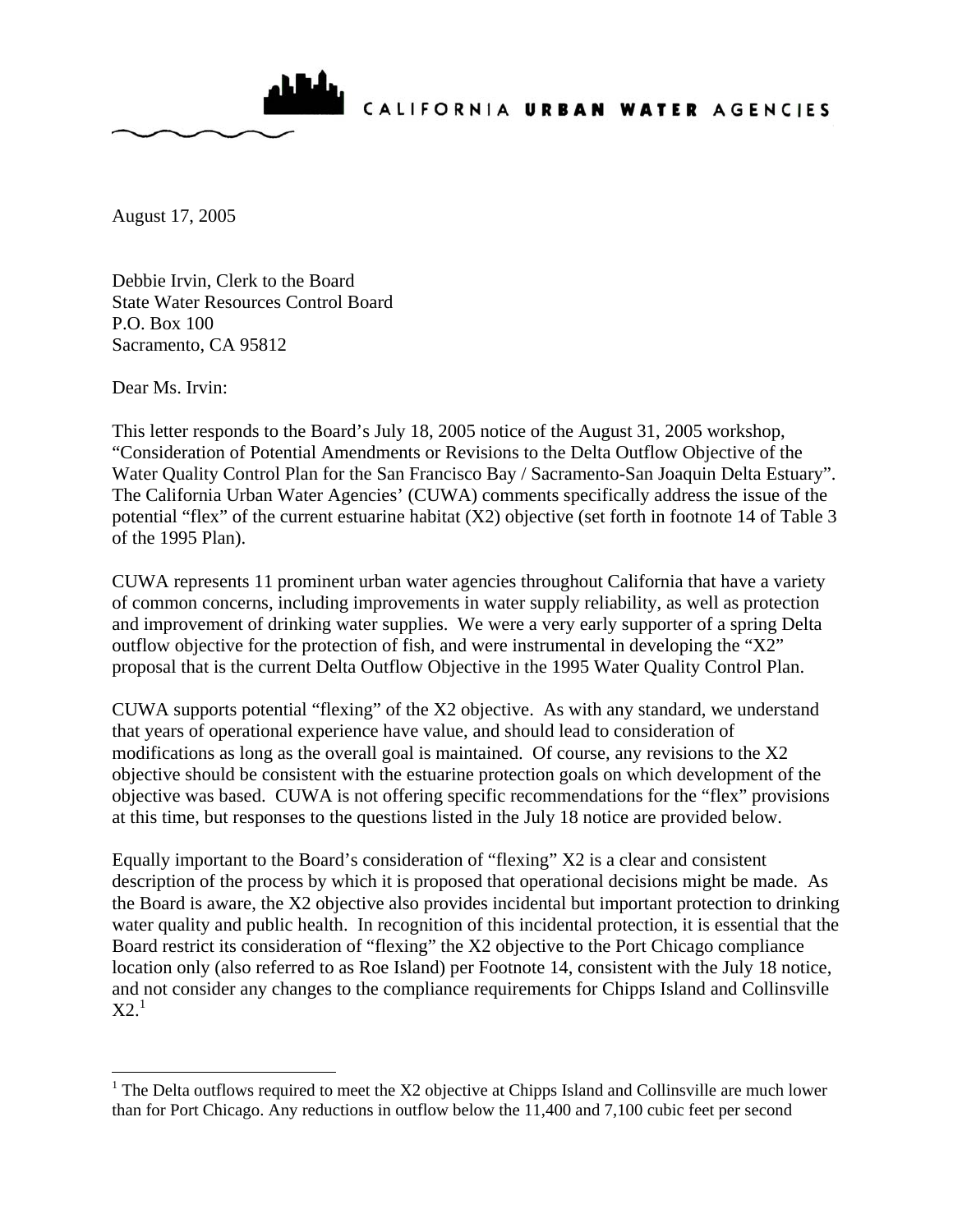CALIFORNIA **URBAN WATER** AGENCIES

August 17, 2005

Debbie Irvin, Clerk to the Board
State Water Resources Control Board
P.O. Box 100
Sacramento, CA 95812

Dear Ms. Irvin:

This letter responds to the Board's July 18, 2005 notice of the August 31, 2005 workshop, "Consideration of Potential Amendments or Revisions to the Delta Outflow Objective of the Water Quality Control Plan for the San Francisco Bay / Sacramento-San Joaquin Delta Estuary". The California Urban Water Agencies' (CUWA) comments specifically address the issue of the potential "flex" of the current estuarine habitat (X2) objective (set forth in footnote 14 of Table 3 of the 1995 Plan).

CUWA represents 11 prominent urban water agencies throughout California that have a variety of common concerns, including improvements in water supply reliability, as well as protection and improvement of drinking water supplies. We were a very early supporter of a spring Delta outflow objective for the protection of fish, and were instrumental in developing the "X2" proposal that is the current Delta Outflow Objective in the 1995 Water Quality Control Plan.

CUWA supports potential "flexing" of the X2 objective. As with any standard, we understand that years of operational experience have value, and should lead to consideration of modifications as long as the overall goal is maintained. Of course, any revisions to the X2 objective should be consistent with the estuarine protection goals on which development of the objective was based. CUWA is not offering specific recommendations for the "flex" provisions at this time, but responses to the questions listed in the July 18 notice are provided below.

Equally important to the Board's consideration of "flexing" X2 is a clear and consistent description of the process by which it is proposed that operational decisions might be made. As the Board is aware, the X2 objective also provides incidental but important protection to drinking water quality and public health. In recognition of this incidental protection, it is essential that the Board restrict its consideration of "flexing" the X2 objective to the Port Chicago compliance location only (also referred to as Roe Island) per Footnote 14, consistent with the July 18 notice, and not consider any changes to the compliance requirements for Chipps Island and Collinsville X2.[1]

---

[1] The Delta outflows required to meet the X2 objective at Chipps Island and Collinsville are much lower than for Port Chicago. Any reductions in outflow below the 11,400 and 7,100 cubic feet per second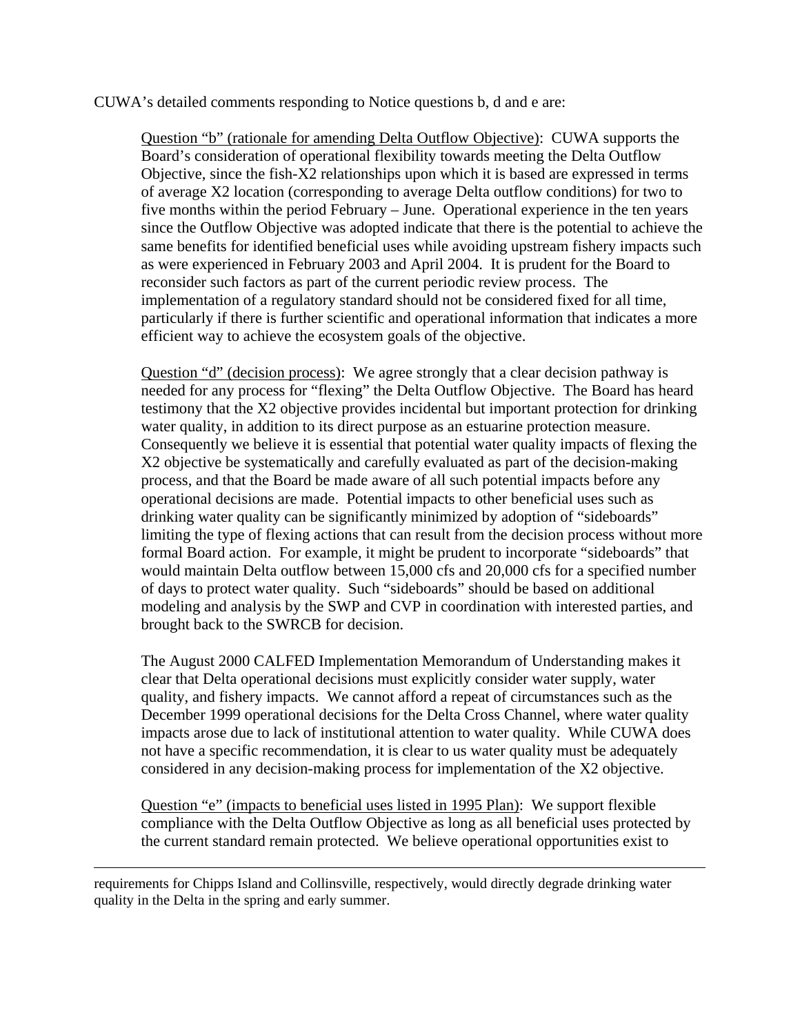CUWA's detailed comments responding to Notice questions b, d and e are:

<u>Question "b" (rationale for amending Delta Outflow Objective)</u>: CUWA supports the Board's consideration of operational flexibility towards meeting the Delta Outflow Objective, since the fish-X2 relationships upon which it is based are expressed in terms of average X2 location (corresponding to average Delta outflow conditions) for two to five months within the period February – June. Operational experience in the ten years since the Outflow Objective was adopted indicate that there is the potential to achieve the same benefits for identified beneficial uses while avoiding upstream fishery impacts such as were experienced in February 2003 and April 2004. It is prudent for the Board to reconsider such factors as part of the current periodic review process. The implementation of a regulatory standard should not be considered fixed for all time, particularly if there is further scientific and operational information that indicates a more efficient way to achieve the ecosystem goals of the objective.

<u>Question "d" (decision process)</u>: We agree strongly that a clear decision pathway is needed for any process for "flexing" the Delta Outflow Objective. The Board has heard testimony that the X2 objective provides incidental but important protection for drinking water quality, in addition to its direct purpose as an estuarine protection measure. Consequently we believe it is essential that potential water quality impacts of flexing the X2 objective be systematically and carefully evaluated as part of the decision-making process, and that the Board be made aware of all such potential impacts before any operational decisions are made. Potential impacts to other beneficial uses such as drinking water quality can be significantly minimized by adoption of "sideboards" limiting the type of flexing actions that can result from the decision process without more formal Board action. For example, it might be prudent to incorporate "sideboards" that would maintain Delta outflow between 15,000 cfs and 20,000 cfs for a specified number of days to protect water quality. Such "sideboards" should be based on additional modeling and analysis by the SWP and CVP in coordination with interested parties, and brought back to the SWRCB for decision.

The August 2000 CALFED Implementation Memorandum of Understanding makes it clear that Delta operational decisions must explicitly consider water supply, water quality, and fishery impacts. We cannot afford a repeat of circumstances such as the December 1999 operational decisions for the Delta Cross Channel, where water quality impacts arose due to lack of institutional attention to water quality. While CUWA does not have a specific recommendation, it is clear to us water quality must be adequately considered in any decision-making process for implementation of the X2 objective.

<u>Question "e" (impacts to beneficial uses listed in 1995 Plan)</u>: We support flexible compliance with the Delta Outflow Objective as long as all beneficial uses protected by the current standard remain protected. We believe operational opportunities exist to

---

requirements for Chipps Island and Collinsville, respectively, would directly degrade drinking water quality in the Delta in the spring and early summer.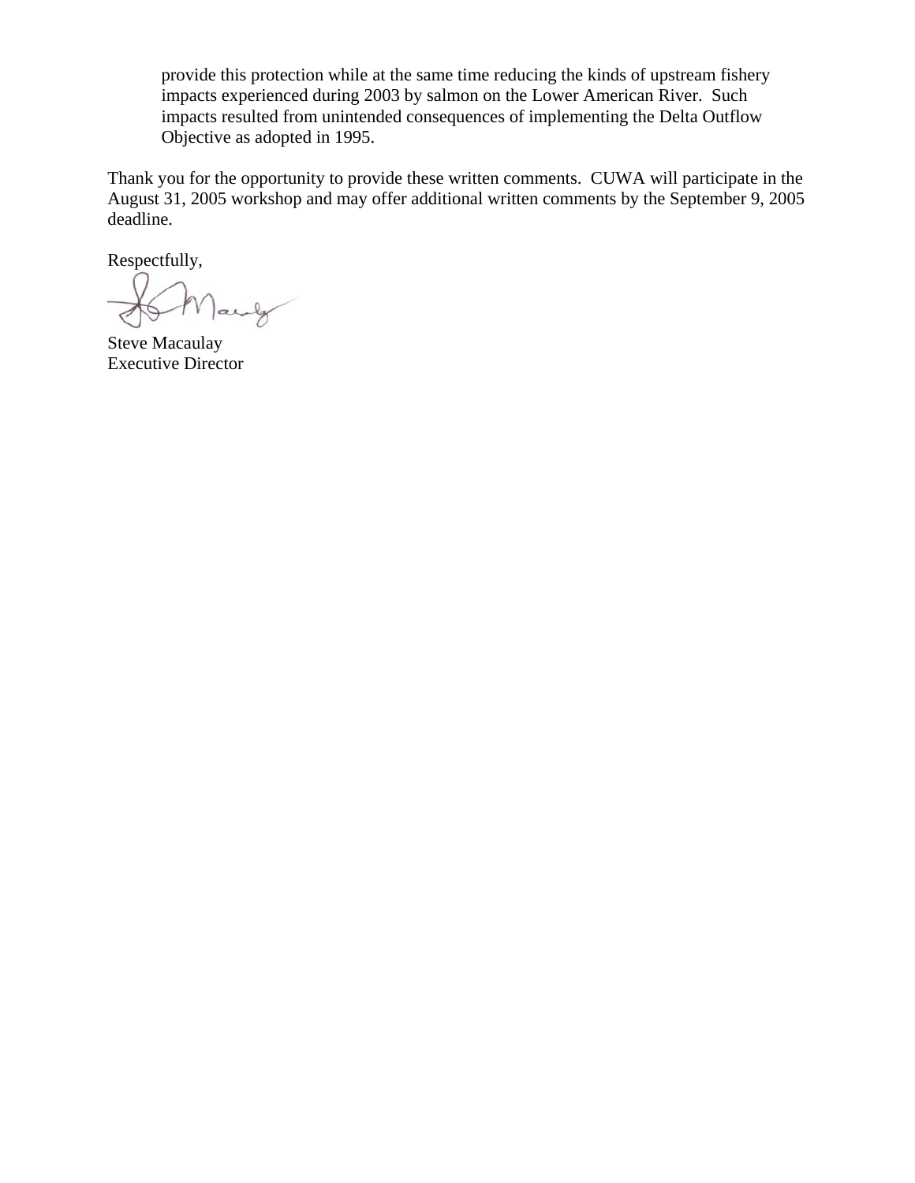provide this protection while at the same time reducing the kinds of upstream fishery impacts experienced during 2003 by salmon on the Lower American River. Such impacts resulted from unintended consequences of implementing the Delta Outflow Objective as adopted in 1995.

Thank you for the opportunity to provide these written comments. CUWA will participate in the August 31, 2005 workshop and may offer additional written comments by the September 9, 2005 deadline.

Respectfully,

Steve Macaulay
Executive Director